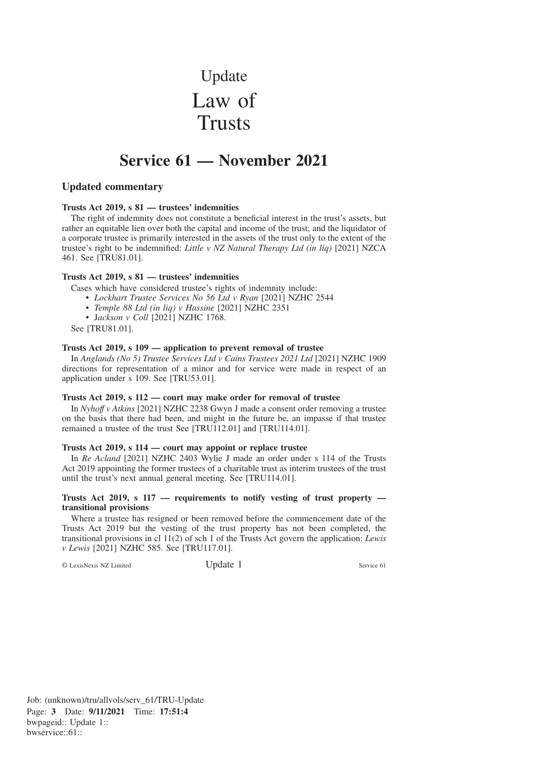# Update

# Law of Trusts

## Service 61 — November 2021

### Updated commentary

**Trusts Act 2019, s 81 — trustees' indemnities**

The right of indemnity does not constitute a beneficial interest in the trust's assets, but rather an equitable lien over both the capital and income of the trust; and the liquidator of a corporate trustee is primarily interested in the assets of the trust only to the extent of the trustee's right to be indemnified: *Little v NZ Natural Therapy Ltd (in liq)* [2021] NZCA 461. See [TRU81.01].

**Trusts Act 2019, s 81 — trustees' indemnities**

Cases which have considered trustee's rights of indemnity include:

- *Lockhart Trustee Services No 56 Ltd v Ryan* [2021] NZHC 2544
- *Temple 88 Ltd (in liq) v Hassine* [2021] NZHC 2351
- J*ackson v Coll* [2021] NZHC 1768.

See [TRU81.01].

**Trusts Act 2019, s 109 — application to prevent removal of trustee**

In *Anglands (No 5) Trustee Services Ltd v Cains Trustees 2021 Ltd* [2021] NZHC 1909 directions for representation of a minor and for service were made in respect of an application under s 109. See [TRU53.01].

**Trusts Act 2019, s 112 — court may make order for removal of trustee**

In *Nyhoff v Atkins* [2021] NZHC 2238 Gwyn J made a consent order removing a trustee on the basis that there had been, and might in the future be, an impasse if that trustee remained a trustee of the trust See [TRU112.01] and [TRU114.01].

**Trusts Act 2019, s 114 — court may appoint or replace trustee**

In *Re Acland* [2021] NZHC 2403 Wylie J made an order under s 114 of the Trusts Act 2019 appointing the former trustees of a charitable trust as interim trustees of the trust until the trust's next annual general meeting. See [TRU114.01].

**Trusts Act 2019, s 117 — requirements to notify vesting of trust property — transitional provisions**

Where a trustee has resigned or been removed before the commencement date of the Trusts Act 2019 but the vesting of the trust property has not been completed, the transitional provisions in cl 11(2) of sch 1 of the Trusts Act govern the application: *Lewis v Lewis* [2021] NZHC 585. See [TRU117.01].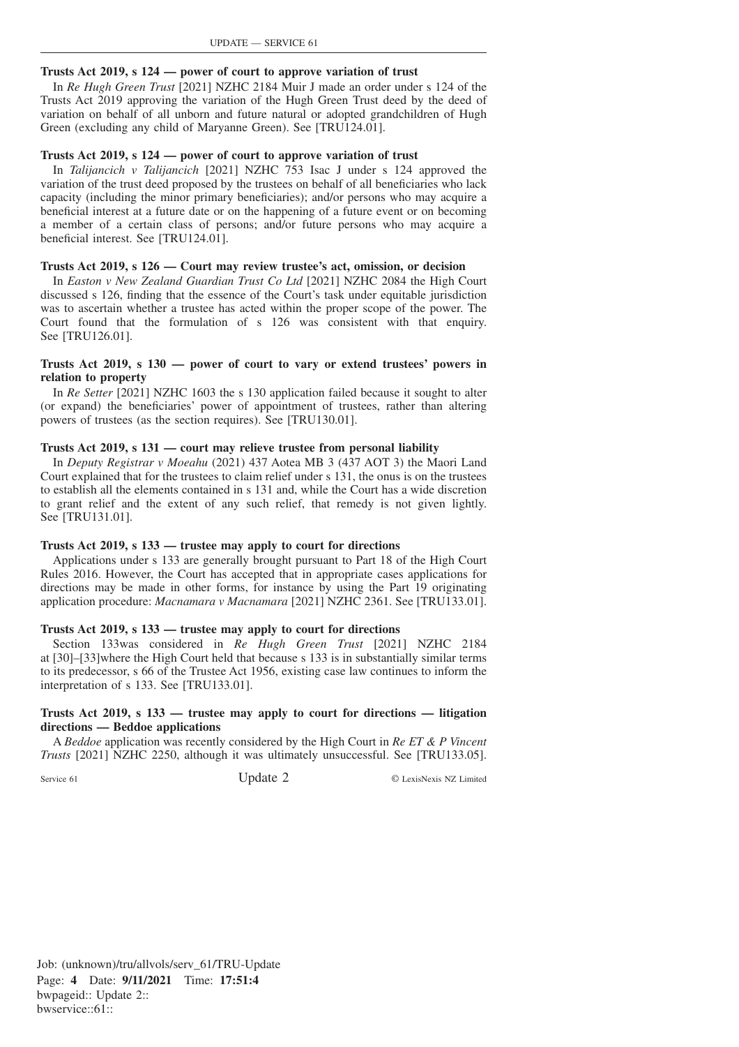### Trusts Act 2019, s 124 — power of court to approve variation of trust

In *Re Hugh Green Trust* [2021] NZHC 2184 Muir J made an order under s 124 of the Trusts Act 2019 approving the variation of the Hugh Green Trust deed by the deed of variation on behalf of all unborn and future natural or adopted grandchildren of Hugh Green (excluding any child of Maryanne Green). See [TRU124.01].

### Trusts Act 2019, s 124 — power of court to approve variation of trust

In *Talijancich v Talijancich* [2021] NZHC 753 Isac J under s 124 approved the variation of the trust deed proposed by the trustees on behalf of all beneficiaries who lack capacity (including the minor primary beneficiaries); and/or persons who may acquire a beneficial interest at a future date or on the happening of a future event or on becoming a member of a certain class of persons; and/or future persons who may acquire a beneficial interest. See [TRU124.01].

### Trusts Act 2019, s 126 — Court may review trustee's act, omission, or decision

In *Easton v New Zealand Guardian Trust Co Ltd* [2021] NZHC 2084 the High Court discussed s 126, finding that the essence of the Court's task under equitable jurisdiction was to ascertain whether a trustee has acted within the proper scope of the power. The Court found that the formulation of s 126 was consistent with that enquiry. See [TRU126.01].

### Trusts Act 2019, s 130 — power of court to vary or extend trustees' powers in relation to property

In *Re Setter* [2021] NZHC 1603 the s 130 application failed because it sought to alter (or expand) the beneficiaries' power of appointment of trustees, rather than altering powers of trustees (as the section requires). See [TRU130.01].

### Trusts Act 2019, s 131 — court may relieve trustee from personal liability

In *Deputy Registrar v Moeahu* (2021) 437 Aotea MB 3 (437 AOT 3) the Maori Land Court explained that for the trustees to claim relief under s 131, the onus is on the trustees to establish all the elements contained in s 131 and, while the Court has a wide discretion to grant relief and the extent of any such relief, that remedy is not given lightly. See [TRU131.01].

### Trusts Act 2019, s 133 — trustee may apply to court for directions

Applications under s 133 are generally brought pursuant to Part 18 of the High Court Rules 2016. However, the Court has accepted that in appropriate cases applications for directions may be made in other forms, for instance by using the Part 19 originating application procedure: *Macnamara v Macnamara* [2021] NZHC 2361. See [TRU133.01].

### Trusts Act 2019, s 133 — trustee may apply to court for directions

Section 133was considered in *Re Hugh Green Trust* [2021] NZHC 2184 at [30]–[33]where the High Court held that because s 133 is in substantially similar terms to its predecessor, s 66 of the Trustee Act 1956, existing case law continues to inform the interpretation of s 133. See [TRU133.01].

### Trusts Act 2019, s 133 — trustee may apply to court for directions — litigation directions — Beddoe applications

A *Beddoe* application was recently considered by the High Court in *Re ET & P Vincent Trusts* [2021] NZHC 2250, although it was ultimately unsuccessful. See [TRU133.05].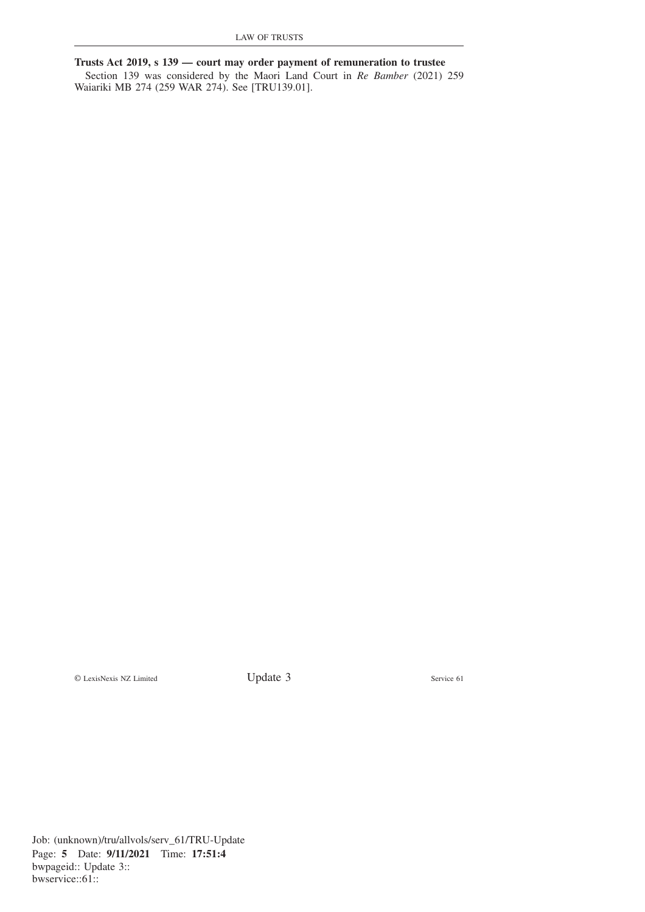**Trusts Act 2019, s 139 — court may order payment of remuneration to trustee**

Section 139 was considered by the Maori Land Court in *Re Bamber* (2021) 259 Waiariki MB 274 (259 WAR 274). See [TRU139.01].